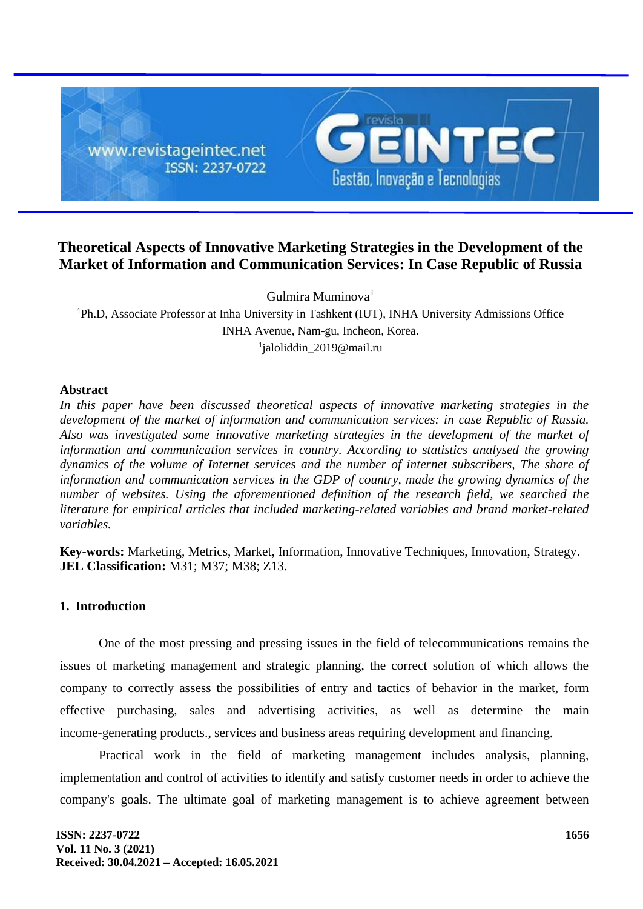# Theoretical Aspects of Innovative Marketing Strategies in the Development of the Market of Information and Communication Services: In Case Republic of Russia

Gulmira Muminova[1]

[1]Ph.D, Associate Professor at Inha University in Tashkent (IUT), INHA University Admissions Office INHA Avenue, Nam-gu, Incheon, Korea.
[1]jaloliddin_2019@mail.ru

## Abstract

*In this paper have been discussed theoretical aspects of innovative marketing strategies in the development of the market of information and communication services: in case Republic of Russia. Also was investigated some innovative marketing strategies in the development of the market of information and communication services in country. According to statistics analysed the growing dynamics of the volume of Internet services and the number of internet subscribers, The share of information and communication services in the GDP of country, made the growing dynamics of the number of websites. Using the aforementioned definition of the research field, we searched the literature for empirical articles that included marketing-related variables and brand market-related variables.*

**Key-words:** Marketing, Metrics, Market, Information, Innovative Techniques, Innovation, Strategy.
**JEL Classification:** M31; M37; M38; Z13.

## 1. Introduction

One of the most pressing and pressing issues in the field of telecommunications remains the issues of marketing management and strategic planning, the correct solution of which allows the company to correctly assess the possibilities of entry and tactics of behavior in the market, form effective purchasing, sales and advertising activities, as well as determine the main income-generating products., services and business areas requiring development and financing.

Practical work in the field of marketing management includes analysis, planning, implementation and control of activities to identify and satisfy customer needs in order to achieve the company's goals. The ultimate goal of marketing management is to achieve agreement between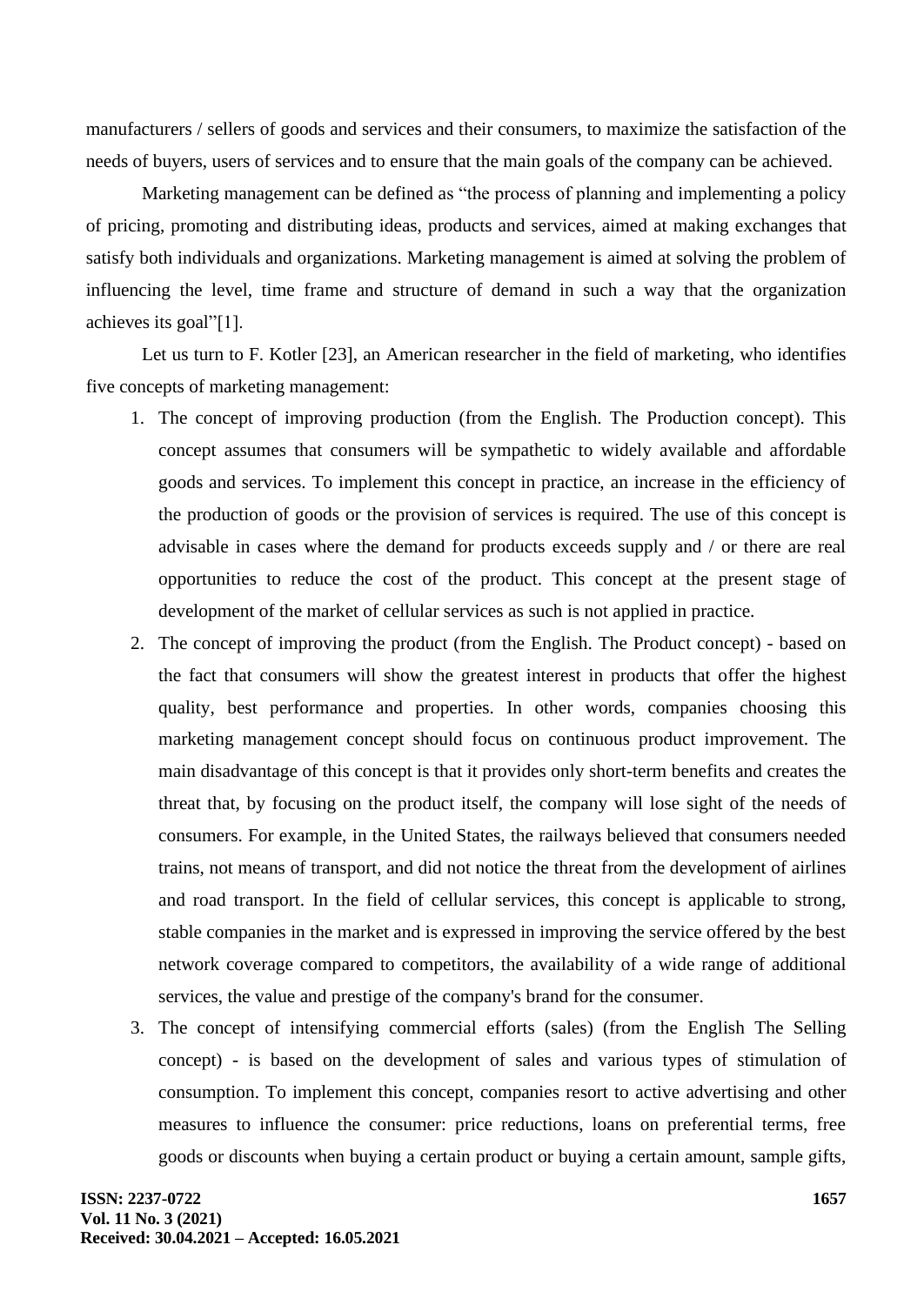manufacturers / sellers of goods and services and their consumers, to maximize the satisfaction of the needs of buyers, users of services and to ensure that the main goals of the company can be achieved.

Marketing management can be defined as "the process of planning and implementing a policy of pricing, promoting and distributing ideas, products and services, aimed at making exchanges that satisfy both individuals and organizations. Marketing management is aimed at solving the problem of influencing the level, time frame and structure of demand in such a way that the organization achieves its goal"[1].

Let us turn to F. Kotler [23], an American researcher in the field of marketing, who identifies five concepts of marketing management:

1. The concept of improving production (from the English. The Production concept). This concept assumes that consumers will be sympathetic to widely available and affordable goods and services. To implement this concept in practice, an increase in the efficiency of the production of goods or the provision of services is required. The use of this concept is advisable in cases where the demand for products exceeds supply and / or there are real opportunities to reduce the cost of the product. This concept at the present stage of development of the market of cellular services as such is not applied in practice.
2. The concept of improving the product (from the English. The Product concept) - based on the fact that consumers will show the greatest interest in products that offer the highest quality, best performance and properties. In other words, companies choosing this marketing management concept should focus on continuous product improvement. The main disadvantage of this concept is that it provides only short-term benefits and creates the threat that, by focusing on the product itself, the company will lose sight of the needs of consumers. For example, in the United States, the railways believed that consumers needed trains, not means of transport, and did not notice the threat from the development of airlines and road transport. In the field of cellular services, this concept is applicable to strong, stable companies in the market and is expressed in improving the service offered by the best network coverage compared to competitors, the availability of a wide range of additional services, the value and prestige of the company's brand for the consumer.
3. The concept of intensifying commercial efforts (sales) (from the English The Selling concept) - is based on the development of sales and various types of stimulation of consumption. To implement this concept, companies resort to active advertising and other measures to influence the consumer: price reductions, loans on preferential terms, free goods or discounts when buying a certain product or buying a certain amount, sample gifts,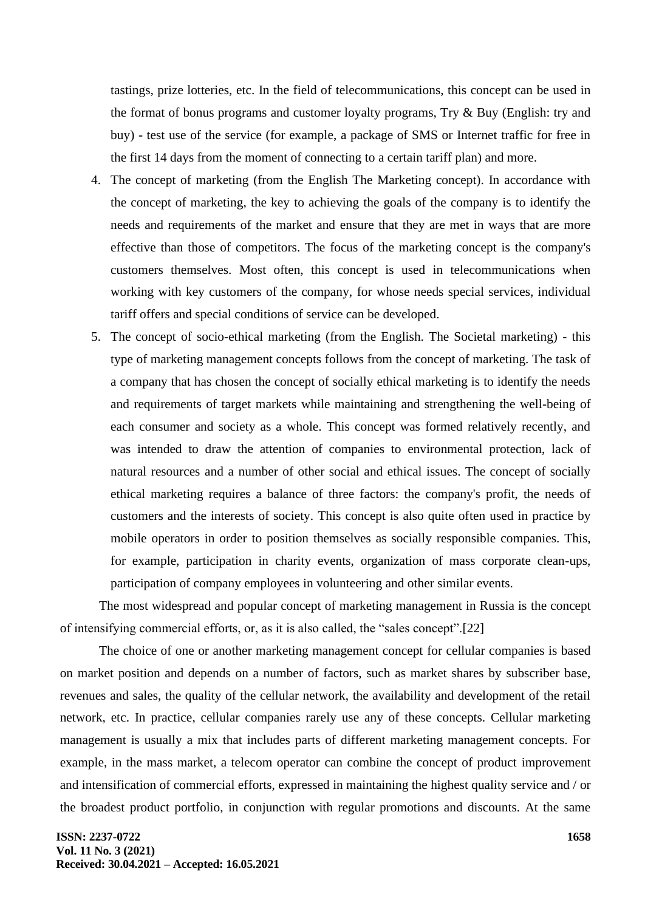tastings, prize lotteries, etc. In the field of telecommunications, this concept can be used in the format of bonus programs and customer loyalty programs, Try & Buy (English: try and buy) - test use of the service (for example, a package of SMS or Internet traffic for free in the first 14 days from the moment of connecting to a certain tariff plan) and more.

4. The concept of marketing (from the English The Marketing concept). In accordance with the concept of marketing, the key to achieving the goals of the company is to identify the needs and requirements of the market and ensure that they are met in ways that are more effective than those of competitors. The focus of the marketing concept is the company's customers themselves. Most often, this concept is used in telecommunications when working with key customers of the company, for whose needs special services, individual tariff offers and special conditions of service can be developed.
5. The concept of socio-ethical marketing (from the English. The Societal marketing) - this type of marketing management concepts follows from the concept of marketing. The task of a company that has chosen the concept of socially ethical marketing is to identify the needs and requirements of target markets while maintaining and strengthening the well-being of each consumer and society as a whole. This concept was formed relatively recently, and was intended to draw the attention of companies to environmental protection, lack of natural resources and a number of other social and ethical issues. The concept of socially ethical marketing requires a balance of three factors: the company's profit, the needs of customers and the interests of society. This concept is also quite often used in practice by mobile operators in order to position themselves as socially responsible companies. This, for example, participation in charity events, organization of mass corporate clean-ups, participation of company employees in volunteering and other similar events.

The most widespread and popular concept of marketing management in Russia is the concept of intensifying commercial efforts, or, as it is also called, the “sales concept”.[22]

The choice of one or another marketing management concept for cellular companies is based on market position and depends on a number of factors, such as market shares by subscriber base, revenues and sales, the quality of the cellular network, the availability and development of the retail network, etc. In practice, cellular companies rarely use any of these concepts. Cellular marketing management is usually a mix that includes parts of different marketing management concepts. For example, in the mass market, a telecom operator can combine the concept of product improvement and intensification of commercial efforts, expressed in maintaining the highest quality service and / or the broadest product portfolio, in conjunction with regular promotions and discounts. At the same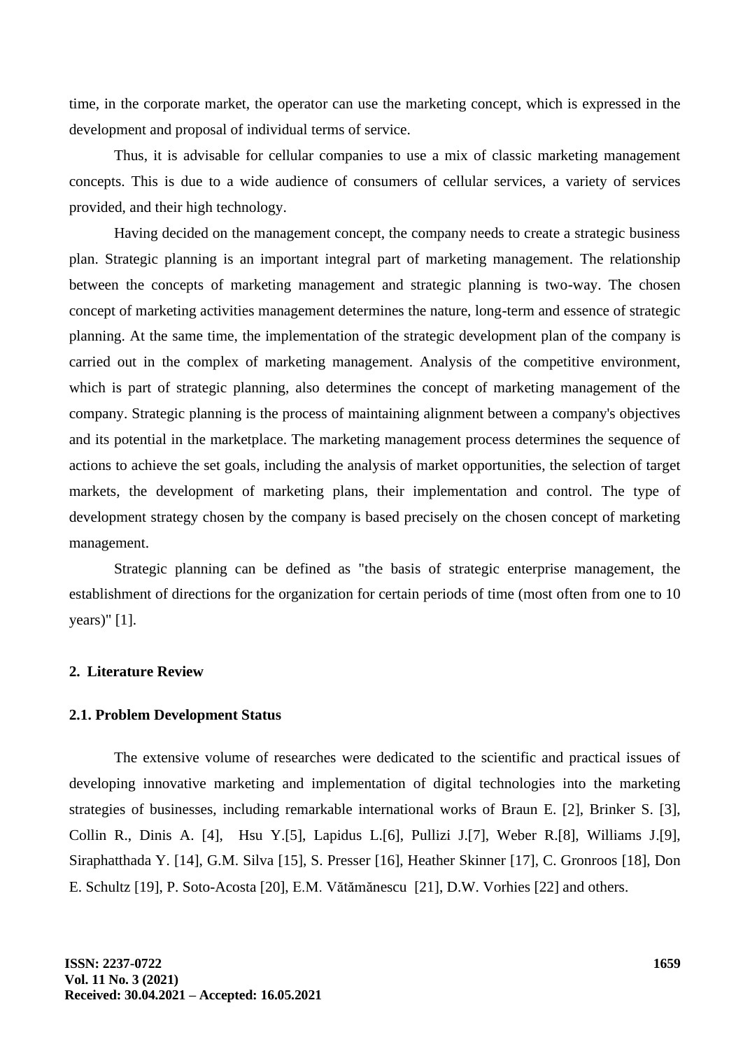time, in the corporate market, the operator can use the marketing concept, which is expressed in the development and proposal of individual terms of service.

Thus, it is advisable for cellular companies to use a mix of classic marketing management concepts. This is due to a wide audience of consumers of cellular services, a variety of services provided, and their high technology.

Having decided on the management concept, the company needs to create a strategic business plan. Strategic planning is an important integral part of marketing management. The relationship between the concepts of marketing management and strategic planning is two-way. The chosen concept of marketing activities management determines the nature, long-term and essence of strategic planning. At the same time, the implementation of the strategic development plan of the company is carried out in the complex of marketing management. Analysis of the competitive environment, which is part of strategic planning, also determines the concept of marketing management of the company. Strategic planning is the process of maintaining alignment between a company's objectives and its potential in the marketplace. The marketing management process determines the sequence of actions to achieve the set goals, including the analysis of market opportunities, the selection of target markets, the development of marketing plans, their implementation and control. The type of development strategy chosen by the company is based precisely on the chosen concept of marketing management.

Strategic planning can be defined as "the basis of strategic enterprise management, the establishment of directions for the organization for certain periods of time (most often from one to 10 years)" [1].

## 2. Literature Review

### 2.1. Problem Development Status

The extensive volume of researches were dedicated to the scientific and practical issues of developing innovative marketing and implementation of digital technologies into the marketing strategies of businesses, including remarkable international works of Braun E. [2], Brinker S. [3], Collin R., Dinis A. [4], Hsu Y.[5], Lapidus L.[6], Pullizi J.[7], Weber R.[8], Williams J.[9], Siraphatthada Y. [14], G.M. Silva [15], S. Presser [16], Heather Skinner [17], C. Gronroos [18], Don E. Schultz [19], P. Soto-Acosta [20], E.M. Vătămănescu [21], D.W. Vorhies [22] and others.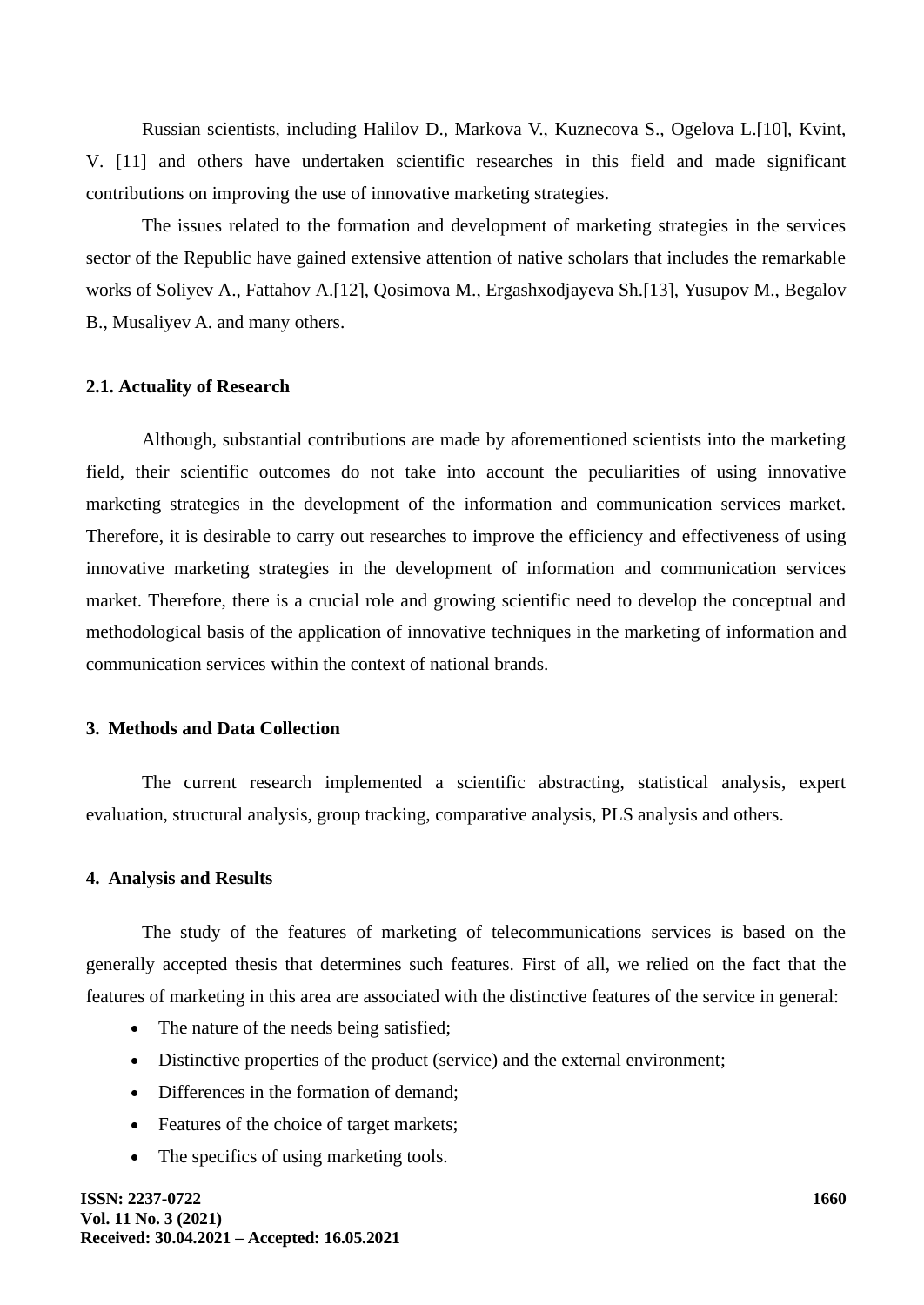Russian scientists, including Halilov D., Markova V., Kuznecova S., Ogelova L.[10], Kvint, V. [11] and others have undertaken scientific researches in this field and made significant contributions on improving the use of innovative marketing strategies.

The issues related to the formation and development of marketing strategies in the services sector of the Republic have gained extensive attention of native scholars that includes the remarkable works of Soliyev A., Fattahov A.[12], Qosimova M., Ergashxodjayeva Sh.[13], Yusupov M., Begalov B., Musaliyev A. and many others.

### 2.1. Actuality of Research

Although, substantial contributions are made by aforementioned scientists into the marketing field, their scientific outcomes do not take into account the peculiarities of using innovative marketing strategies in the development of the information and communication services market. Therefore, it is desirable to carry out researches to improve the efficiency and effectiveness of using innovative marketing strategies in the development of information and communication services market. Therefore, there is a crucial role and growing scientific need to develop the conceptual and methodological basis of the application of innovative techniques in the marketing of information and communication services within the context of national brands.

## 3. Methods and Data Collection

The current research implemented a scientific abstracting, statistical analysis, expert evaluation, structural analysis, group tracking, comparative analysis, PLS analysis and others.

## 4. Analysis and Results

The study of the features of marketing of telecommunications services is based on the generally accepted thesis that determines such features. First of all, we relied on the fact that the features of marketing in this area are associated with the distinctive features of the service in general:

- The nature of the needs being satisfied;
- Distinctive properties of the product (service) and the external environment;
- Differences in the formation of demand;
- Features of the choice of target markets;
- The specifics of using marketing tools.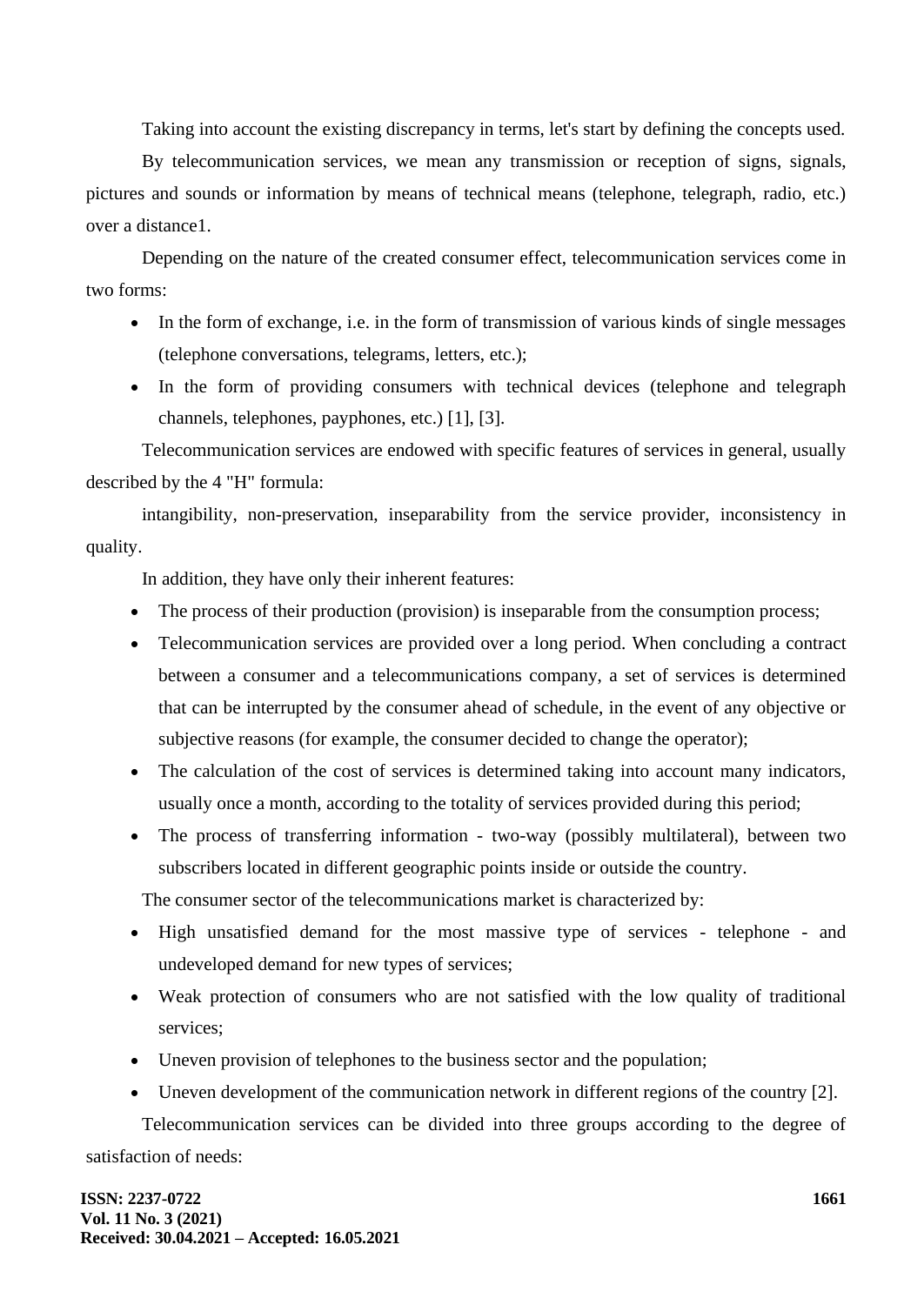Taking into account the existing discrepancy in terms, let's start by defining the concepts used.

By telecommunication services, we mean any transmission or reception of signs, signals, pictures and sounds or information by means of technical means (telephone, telegraph, radio, etc.) over a distance1.

Depending on the nature of the created consumer effect, telecommunication services come in two forms:

- In the form of exchange, i.e. in the form of transmission of various kinds of single messages (telephone conversations, telegrams, letters, etc.);
- In the form of providing consumers with technical devices (telephone and telegraph channels, telephones, payphones, etc.) [1], [3].

Telecommunication services are endowed with specific features of services in general, usually described by the 4 "H" formula:

intangibility, non-preservation, inseparability from the service provider, inconsistency in quality.

In addition, they have only their inherent features:

- The process of their production (provision) is inseparable from the consumption process;
- Telecommunication services are provided over a long period. When concluding a contract between a consumer and a telecommunications company, a set of services is determined that can be interrupted by the consumer ahead of schedule, in the event of any objective or subjective reasons (for example, the consumer decided to change the operator);
- The calculation of the cost of services is determined taking into account many indicators, usually once a month, according to the totality of services provided during this period;
- The process of transferring information - two-way (possibly multilateral), between two subscribers located in different geographic points inside or outside the country.

The consumer sector of the telecommunications market is characterized by:

- High unsatisfied demand for the most massive type of services - telephone - and undeveloped demand for new types of services;
- Weak protection of consumers who are not satisfied with the low quality of traditional services;
- Uneven provision of telephones to the business sector and the population;
- Uneven development of the communication network in different regions of the country [2].

Telecommunication services can be divided into three groups according to the degree of satisfaction of needs: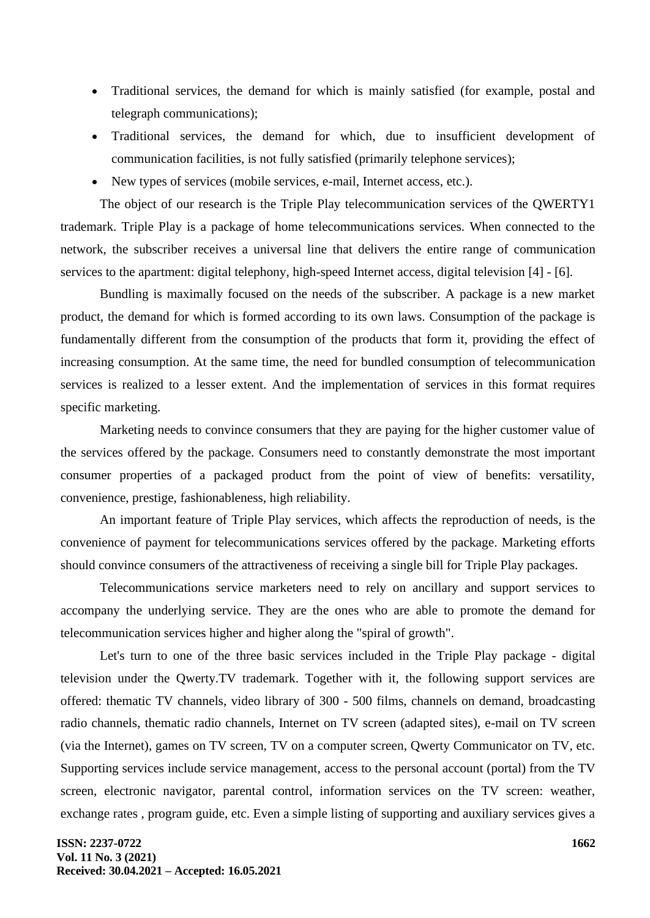- Traditional services, the demand for which is mainly satisfied (for example, postal and telegraph communications);
- Traditional services, the demand for which, due to insufficient development of communication facilities, is not fully satisfied (primarily telephone services);
- New types of services (mobile services, e-mail, Internet access, etc.).

The object of our research is the Triple Play telecommunication services of the QWERTY1 trademark. Triple Play is a package of home telecommunications services. When connected to the network, the subscriber receives a universal line that delivers the entire range of communication services to the apartment: digital telephony, high-speed Internet access, digital television [4] - [6].

Bundling is maximally focused on the needs of the subscriber. A package is a new market product, the demand for which is formed according to its own laws. Consumption of the package is fundamentally different from the consumption of the products that form it, providing the effect of increasing consumption. At the same time, the need for bundled consumption of telecommunication services is realized to a lesser extent. And the implementation of services in this format requires specific marketing.

Marketing needs to convince consumers that they are paying for the higher customer value of the services offered by the package. Consumers need to constantly demonstrate the most important consumer properties of a packaged product from the point of view of benefits: versatility, convenience, prestige, fashionableness, high reliability.

An important feature of Triple Play services, which affects the reproduction of needs, is the convenience of payment for telecommunications services offered by the package. Marketing efforts should convince consumers of the attractiveness of receiving a single bill for Triple Play packages.

Telecommunications service marketers need to rely on ancillary and support services to accompany the underlying service. They are the ones who are able to promote the demand for telecommunication services higher and higher along the "spiral of growth".

Let's turn to one of the three basic services included in the Triple Play package - digital television under the Qwerty.TV trademark. Together with it, the following support services are offered: thematic TV channels, video library of 300 - 500 films, channels on demand, broadcasting radio channels, thematic radio channels, Internet on TV screen (adapted sites), e-mail on TV screen (via the Internet), games on TV screen, TV on a computer screen, Qwerty Communicator on TV, etc. Supporting services include service management, access to the personal account (portal) from the TV screen, electronic navigator, parental control, information services on the TV screen: weather, exchange rates , program guide, etc. Even a simple listing of supporting and auxiliary services gives a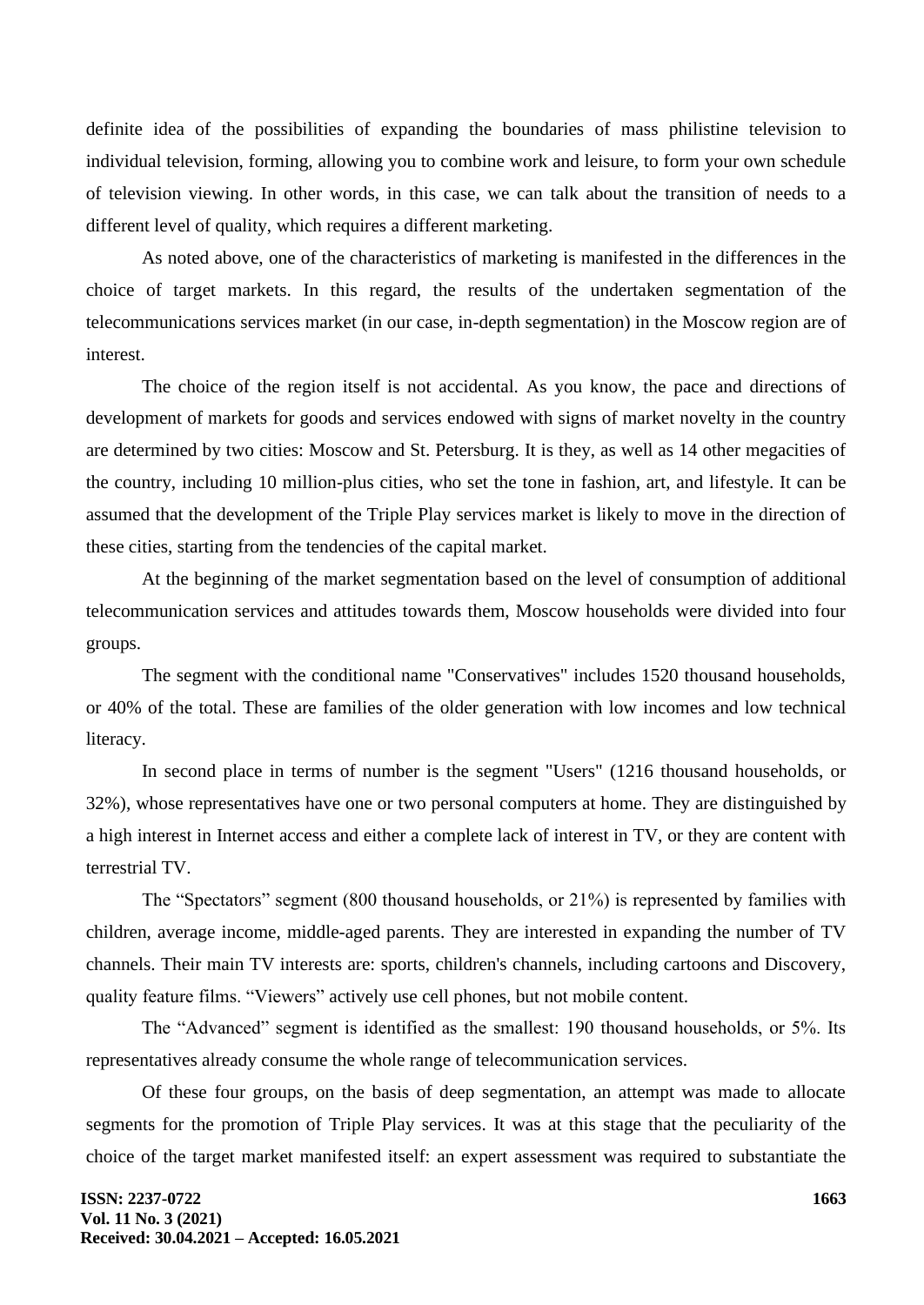definite idea of the possibilities of expanding the boundaries of mass philistine television to individual television, forming, allowing you to combine work and leisure, to form your own schedule of television viewing. In other words, in this case, we can talk about the transition of needs to a different level of quality, which requires a different marketing.

As noted above, one of the characteristics of marketing is manifested in the differences in the choice of target markets. In this regard, the results of the undertaken segmentation of the telecommunications services market (in our case, in-depth segmentation) in the Moscow region are of interest.

The choice of the region itself is not accidental. As you know, the pace and directions of development of markets for goods and services endowed with signs of market novelty in the country are determined by two cities: Moscow and St. Petersburg. It is they, as well as 14 other megacities of the country, including 10 million-plus cities, who set the tone in fashion, art, and lifestyle. It can be assumed that the development of the Triple Play services market is likely to move in the direction of these cities, starting from the tendencies of the capital market.

At the beginning of the market segmentation based on the level of consumption of additional telecommunication services and attitudes towards them, Moscow households were divided into four groups.

The segment with the conditional name "Conservatives" includes 1520 thousand households, or 40% of the total. These are families of the older generation with low incomes and low technical literacy.

In second place in terms of number is the segment "Users" (1216 thousand households, or 32%), whose representatives have one or two personal computers at home. They are distinguished by a high interest in Internet access and either a complete lack of interest in TV, or they are content with terrestrial TV.

The "Spectators" segment (800 thousand households, or 21%) is represented by families with children, average income, middle-aged parents. They are interested in expanding the number of TV channels. Their main TV interests are: sports, children's channels, including cartoons and Discovery, quality feature films. "Viewers" actively use cell phones, but not mobile content.

The "Advanced" segment is identified as the smallest: 190 thousand households, or 5%. Its representatives already consume the whole range of telecommunication services.

Of these four groups, on the basis of deep segmentation, an attempt was made to allocate segments for the promotion of Triple Play services. It was at this stage that the peculiarity of the choice of the target market manifested itself: an expert assessment was required to substantiate the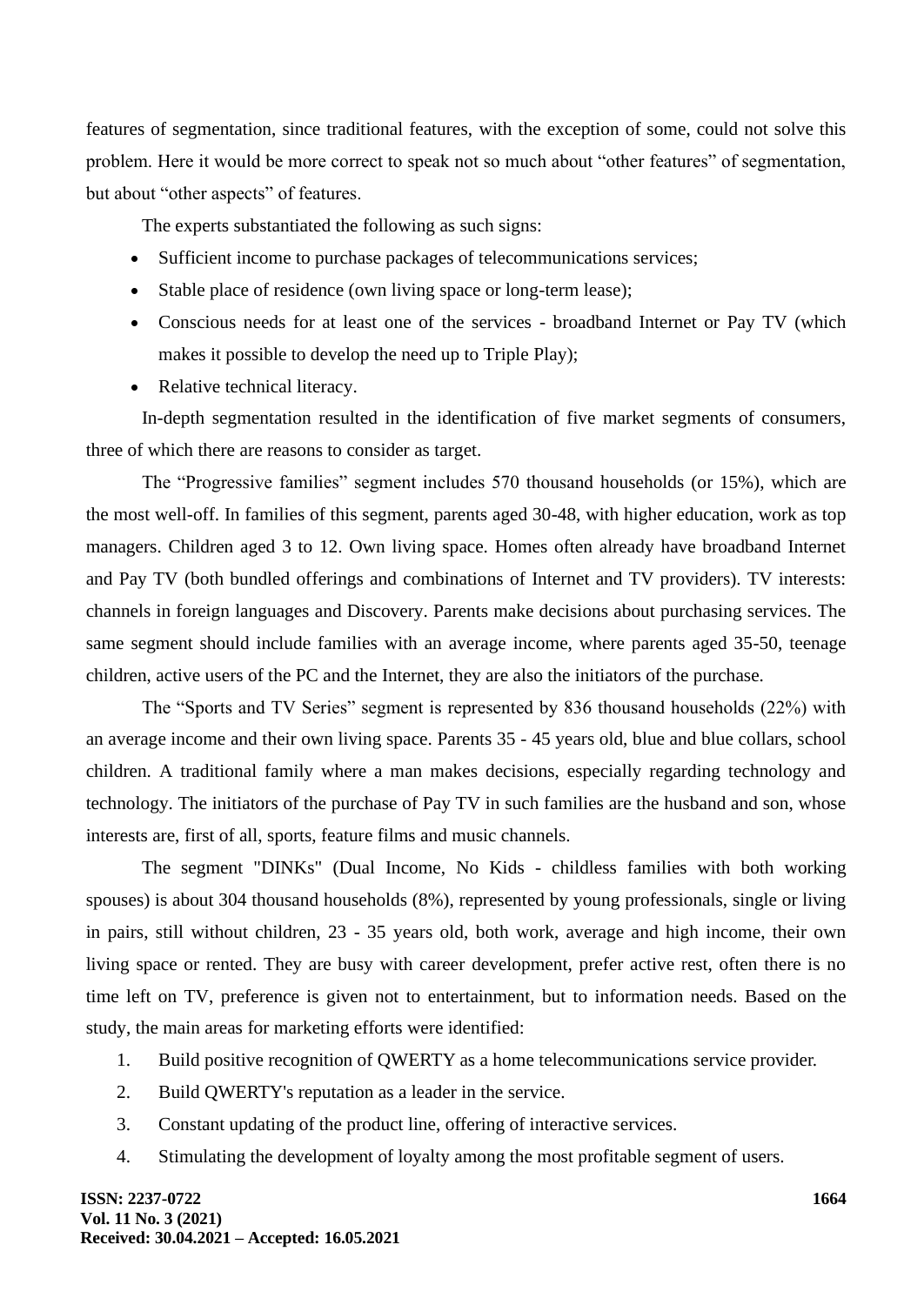features of segmentation, since traditional features, with the exception of some, could not solve this problem. Here it would be more correct to speak not so much about "other features" of segmentation, but about "other aspects" of features.

The experts substantiated the following as such signs:

- Sufficient income to purchase packages of telecommunications services;
- Stable place of residence (own living space or long-term lease);
- Conscious needs for at least one of the services - broadband Internet or Pay TV (which makes it possible to develop the need up to Triple Play);
- Relative technical literacy.

In-depth segmentation resulted in the identification of five market segments of consumers, three of which there are reasons to consider as target.

The "Progressive families" segment includes 570 thousand households (or 15%), which are the most well-off. In families of this segment, parents aged 30-48, with higher education, work as top managers. Children aged 3 to 12. Own living space. Homes often already have broadband Internet and Pay TV (both bundled offerings and combinations of Internet and TV providers). TV interests: channels in foreign languages and Discovery. Parents make decisions about purchasing services. The same segment should include families with an average income, where parents aged 35-50, teenage children, active users of the PC and the Internet, they are also the initiators of the purchase.

The "Sports and TV Series" segment is represented by 836 thousand households (22%) with an average income and their own living space. Parents 35 - 45 years old, blue and blue collars, school children. A traditional family where a man makes decisions, especially regarding technology and technology. The initiators of the purchase of Pay TV in such families are the husband and son, whose interests are, first of all, sports, feature films and music channels.

The segment "DINKs" (Dual Income, No Kids - childless families with both working spouses) is about 304 thousand households (8%), represented by young professionals, single or living in pairs, still without children, 23 - 35 years old, both work, average and high income, their own living space or rented. They are busy with career development, prefer active rest, often there is no time left on TV, preference is given not to entertainment, but to information needs. Based on the study, the main areas for marketing efforts were identified:

1. Build positive recognition of QWERTY as a home telecommunications service provider.
2. Build QWERTY's reputation as a leader in the service.
3. Constant updating of the product line, offering of interactive services.
4. Stimulating the development of loyalty among the most profitable segment of users.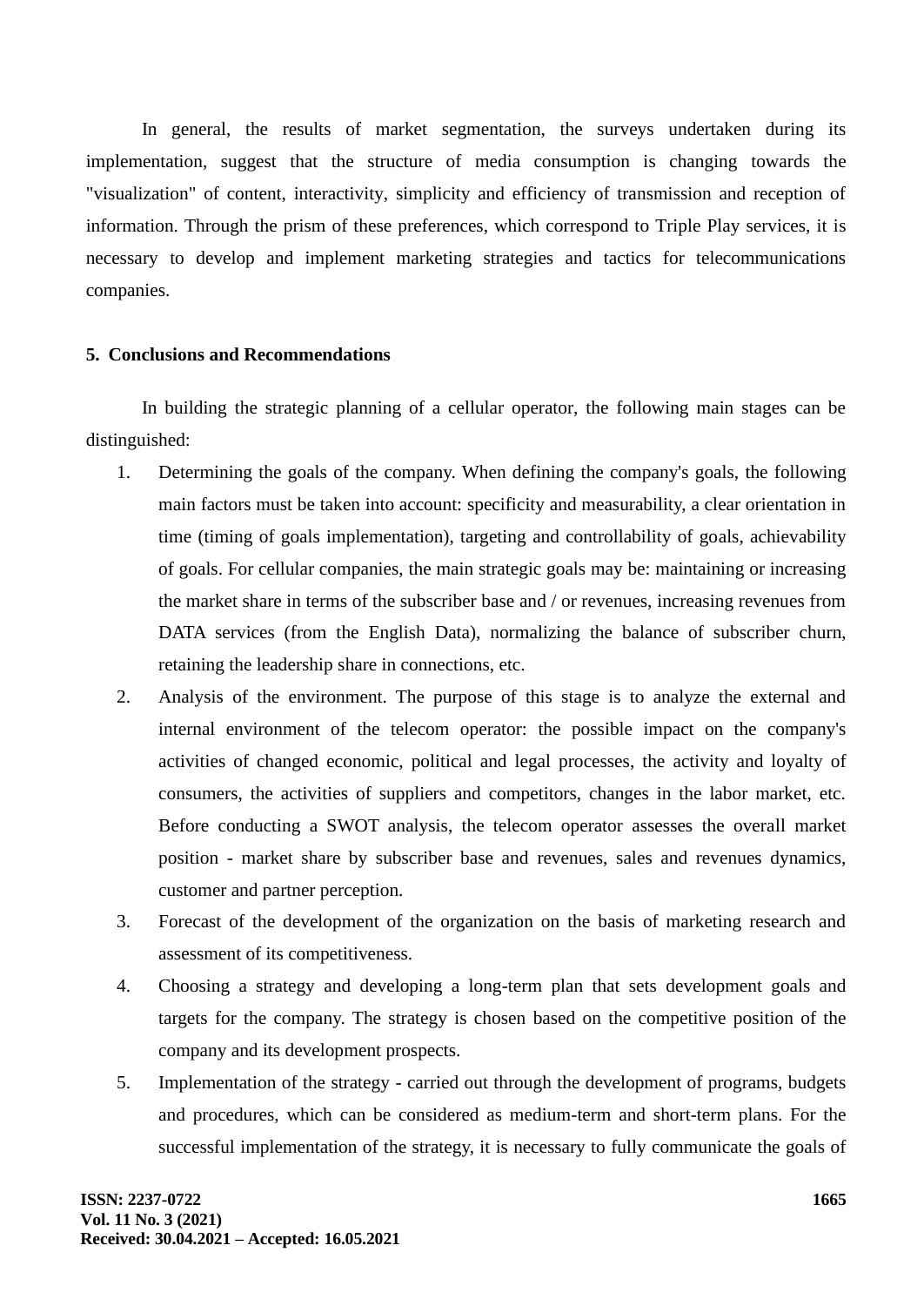In general, the results of market segmentation, the surveys undertaken during its implementation, suggest that the structure of media consumption is changing towards the "visualization" of content, interactivity, simplicity and efficiency of transmission and reception of information. Through the prism of these preferences, which correspond to Triple Play services, it is necessary to develop and implement marketing strategies and tactics for telecommunications companies.

## 5. Conclusions and Recommendations

In building the strategic planning of a cellular operator, the following main stages can be distinguished:

1. Determining the goals of the company. When defining the company's goals, the following main factors must be taken into account: specificity and measurability, a clear orientation in time (timing of goals implementation), targeting and controllability of goals, achievability of goals. For cellular companies, the main strategic goals may be: maintaining or increasing the market share in terms of the subscriber base and / or revenues, increasing revenues from DATA services (from the English Data), normalizing the balance of subscriber churn, retaining the leadership share in connections, etc.
2. Analysis of the environment. The purpose of this stage is to analyze the external and internal environment of the telecom operator: the possible impact on the company's activities of changed economic, political and legal processes, the activity and loyalty of consumers, the activities of suppliers and competitors, changes in the labor market, etc. Before conducting a SWOT analysis, the telecom operator assesses the overall market position - market share by subscriber base and revenues, sales and revenues dynamics, customer and partner perception.
3. Forecast of the development of the organization on the basis of marketing research and assessment of its competitiveness.
4. Choosing a strategy and developing a long-term plan that sets development goals and targets for the company. The strategy is chosen based on the competitive position of the company and its development prospects.
5. Implementation of the strategy - carried out through the development of programs, budgets and procedures, which can be considered as medium-term and short-term plans. For the successful implementation of the strategy, it is necessary to fully communicate the goals of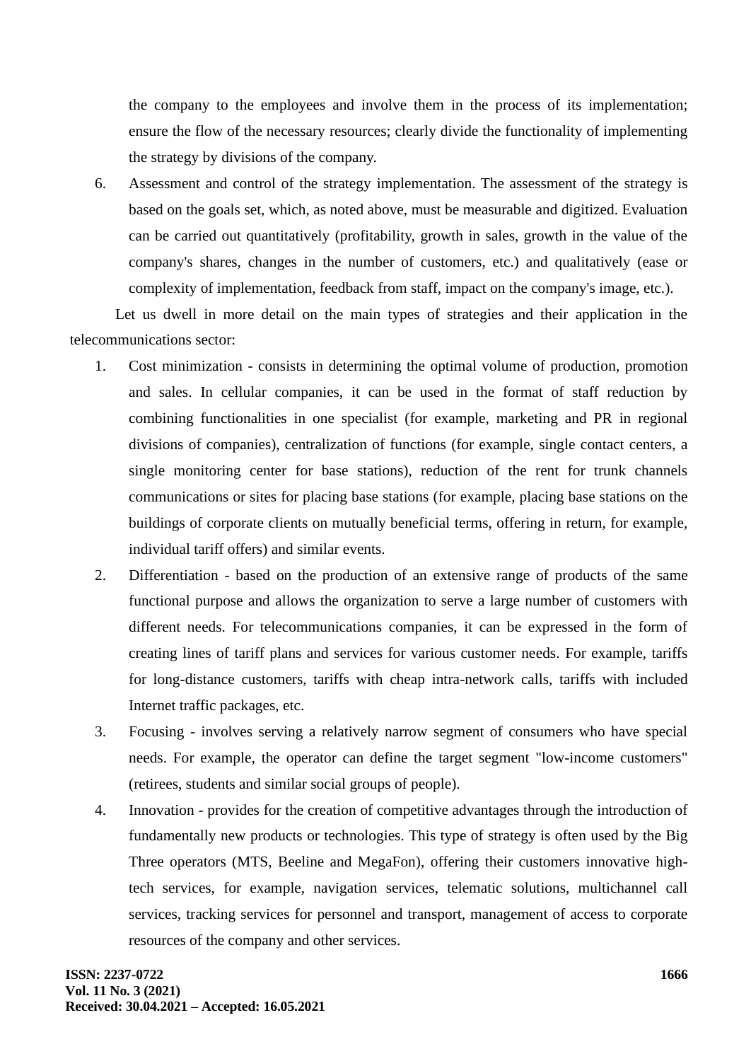the company to the employees and involve them in the process of its implementation; ensure the flow of the necessary resources; clearly divide the functionality of implementing the strategy by divisions of the company.

6. Assessment and control of the strategy implementation. The assessment of the strategy is based on the goals set, which, as noted above, must be measurable and digitized. Evaluation can be carried out quantitatively (profitability, growth in sales, growth in the value of the company's shares, changes in the number of customers, etc.) and qualitatively (ease or complexity of implementation, feedback from staff, impact on the company's image, etc.).

Let us dwell in more detail on the main types of strategies and their application in the telecommunications sector:

1. Cost minimization - consists in determining the optimal volume of production, promotion and sales. In cellular companies, it can be used in the format of staff reduction by combining functionalities in one specialist (for example, marketing and PR in regional divisions of companies), centralization of functions (for example, single contact centers, a single monitoring center for base stations), reduction of the rent for trunk channels communications or sites for placing base stations (for example, placing base stations on the buildings of corporate clients on mutually beneficial terms, offering in return, for example, individual tariff offers) and similar events.
2. Differentiation - based on the production of an extensive range of products of the same functional purpose and allows the organization to serve a large number of customers with different needs. For telecommunications companies, it can be expressed in the form of creating lines of tariff plans and services for various customer needs. For example, tariffs for long-distance customers, tariffs with cheap intra-network calls, tariffs with included Internet traffic packages, etc.
3. Focusing - involves serving a relatively narrow segment of consumers who have special needs. For example, the operator can define the target segment "low-income customers" (retirees, students and similar social groups of people).
4. Innovation - provides for the creation of competitive advantages through the introduction of fundamentally new products or technologies. This type of strategy is often used by the Big Three operators (MTS, Beeline and MegaFon), offering their customers innovative high-tech services, for example, navigation services, telematic solutions, multichannel call services, tracking services for personnel and transport, management of access to corporate resources of the company and other services.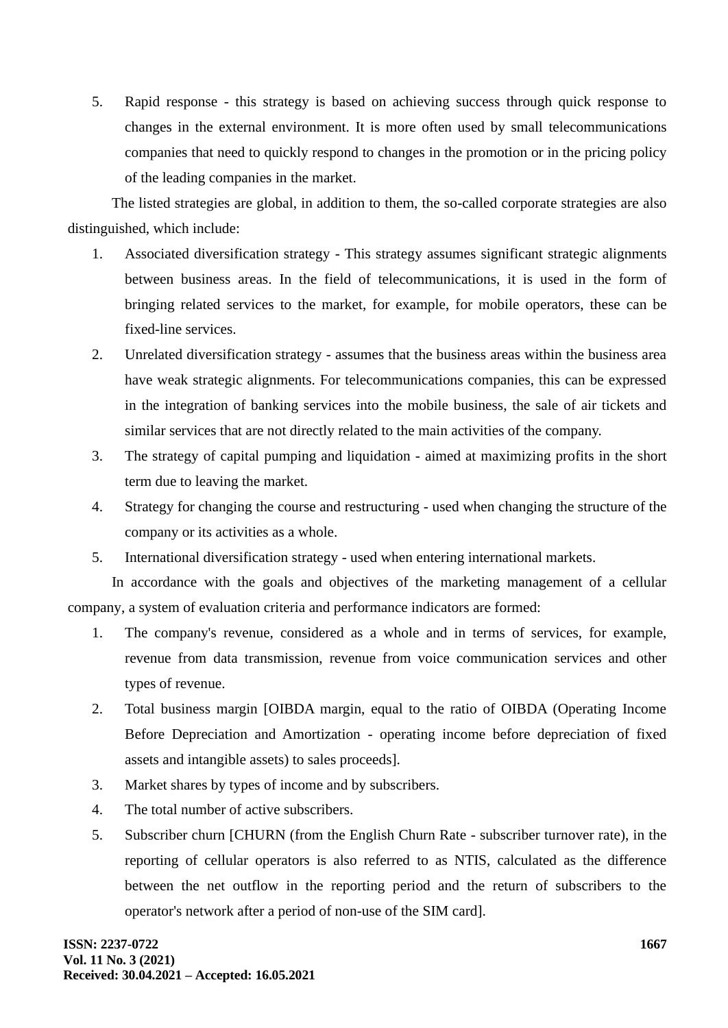5. Rapid response - this strategy is based on achieving success through quick response to changes in the external environment. It is more often used by small telecommunications companies that need to quickly respond to changes in the promotion or in the pricing policy of the leading companies in the market.

The listed strategies are global, in addition to them, the so-called corporate strategies are also distinguished, which include:

1. Associated diversification strategy - This strategy assumes significant strategic alignments between business areas. In the field of telecommunications, it is used in the form of bringing related services to the market, for example, for mobile operators, these can be fixed-line services.
2. Unrelated diversification strategy - assumes that the business areas within the business area have weak strategic alignments. For telecommunications companies, this can be expressed in the integration of banking services into the mobile business, the sale of air tickets and similar services that are not directly related to the main activities of the company.
3. The strategy of capital pumping and liquidation - aimed at maximizing profits in the short term due to leaving the market.
4. Strategy for changing the course and restructuring - used when changing the structure of the company or its activities as a whole.
5. International diversification strategy - used when entering international markets.

In accordance with the goals and objectives of the marketing management of a cellular company, a system of evaluation criteria and performance indicators are formed:

1. The company's revenue, considered as a whole and in terms of services, for example, revenue from data transmission, revenue from voice communication services and other types of revenue.
2. Total business margin [OIBDA margin, equal to the ratio of OIBDA (Operating Income Before Depreciation and Amortization - operating income before depreciation of fixed assets and intangible assets) to sales proceeds].
3. Market shares by types of income and by subscribers.
4. The total number of active subscribers.
5. Subscriber churn [CHURN (from the English Churn Rate - subscriber turnover rate), in the reporting of cellular operators is also referred to as NTIS, calculated as the difference between the net outflow in the reporting period and the return of subscribers to the operator's network after a period of non-use of the SIM card].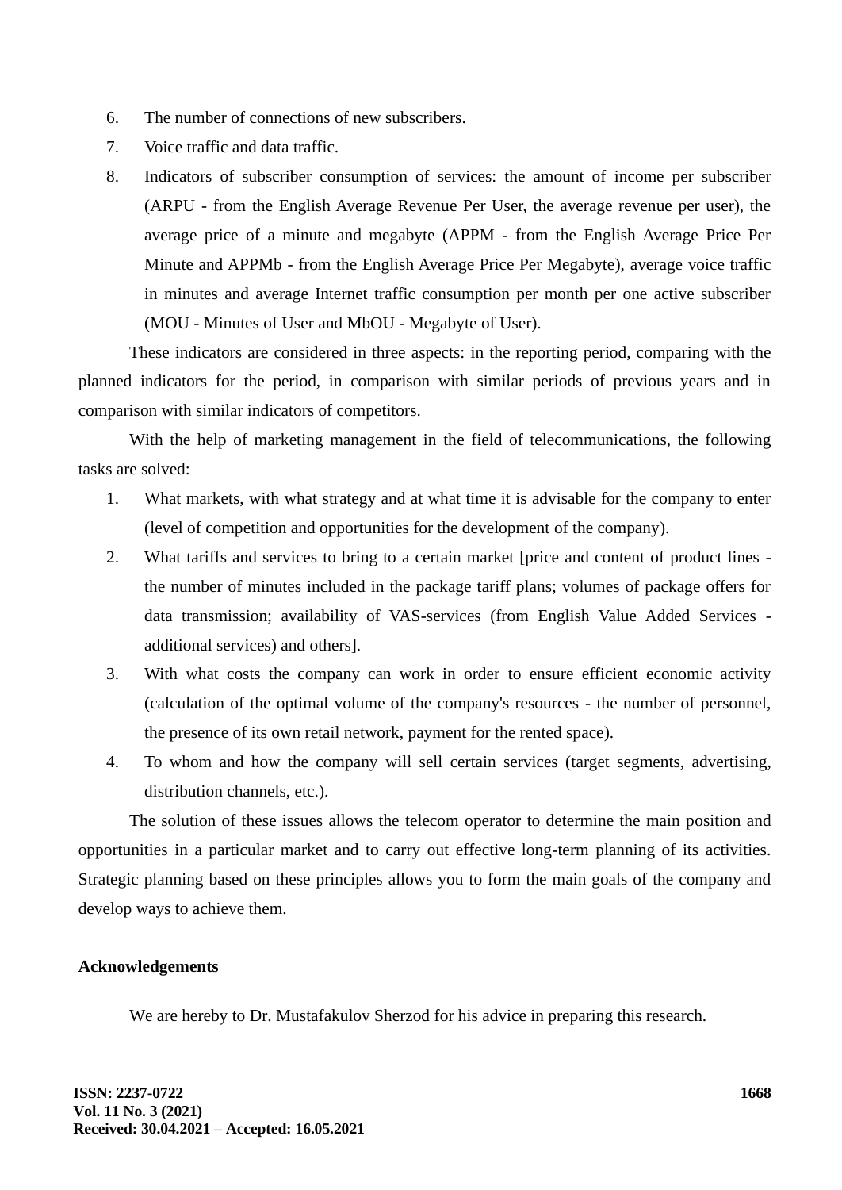6. The number of connections of new subscribers.
7. Voice traffic and data traffic.
8. Indicators of subscriber consumption of services: the amount of income per subscriber (ARPU - from the English Average Revenue Per User, the average revenue per user), the average price of a minute and megabyte (APPM - from the English Average Price Per Minute and APPMb - from the English Average Price Per Megabyte), average voice traffic in minutes and average Internet traffic consumption per month per one active subscriber (MOU - Minutes of User and MbOU - Megabyte of User).

These indicators are considered in three aspects: in the reporting period, comparing with the planned indicators for the period, in comparison with similar periods of previous years and in comparison with similar indicators of competitors.

With the help of marketing management in the field of telecommunications, the following tasks are solved:

1. What markets, with what strategy and at what time it is advisable for the company to enter (level of competition and opportunities for the development of the company).
2. What tariffs and services to bring to a certain market [price and content of product lines - the number of minutes included in the package tariff plans; volumes of package offers for data transmission; availability of VAS-services (from English Value Added Services - additional services) and others].
3. With what costs the company can work in order to ensure efficient economic activity (calculation of the optimal volume of the company's resources - the number of personnel, the presence of its own retail network, payment for the rented space).
4. To whom and how the company will sell certain services (target segments, advertising, distribution channels, etc.).

The solution of these issues allows the telecom operator to determine the main position and opportunities in a particular market and to carry out effective long-term planning of its activities. Strategic planning based on these principles allows you to form the main goals of the company and develop ways to achieve them.

## Acknowledgements

We are hereby to Dr. Mustafakulov Sherzod for his advice in preparing this research.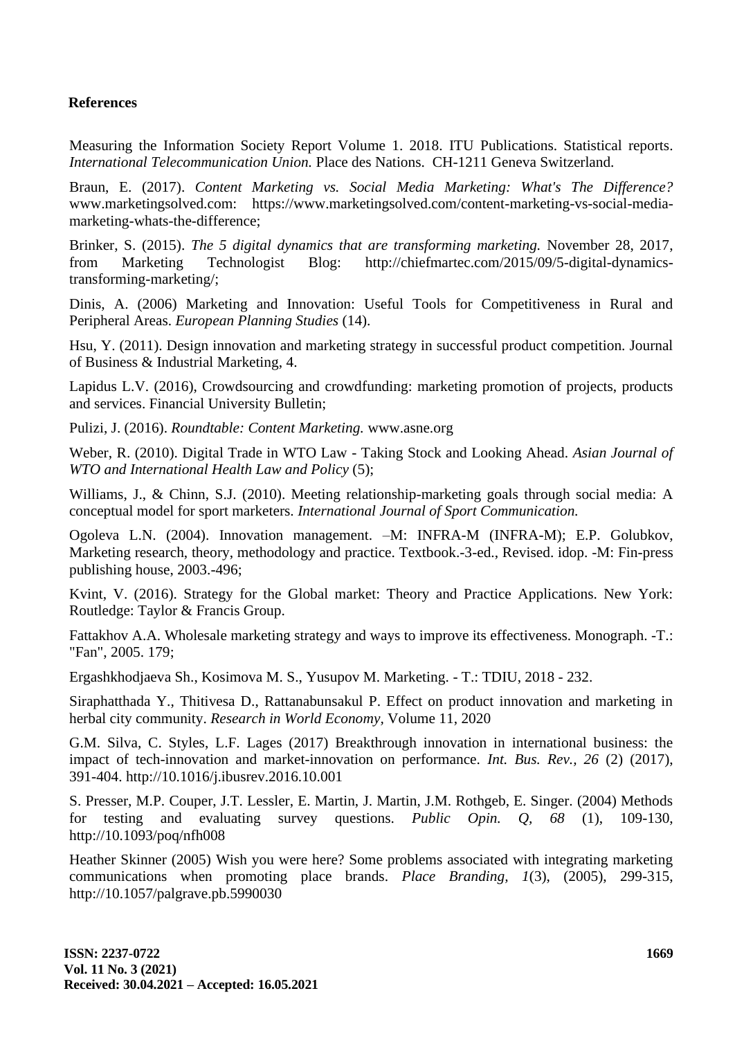## References

Measuring the Information Society Report Volume 1. 2018. ITU Publications. Statistical reports. *International Telecommunication Union.* Place des Nations. CH-1211 Geneva Switzerland.

Braun, E. (2017). *Content Marketing vs. Social Media Marketing: What's The Difference?* www.marketingsolved.com: https://www.marketingsolved.com/content-marketing-vs-social-media-marketing-whats-the-difference;

Brinker, S. (2015). *The 5 digital dynamics that are transforming marketing.* November 28, 2017, from Marketing Technologist Blog: http://chiefmartec.com/2015/09/5-digital-dynamics-transforming-marketing/;

Dinis, A. (2006) Marketing and Innovation: Useful Tools for Competitiveness in Rural and Peripheral Areas. *European Planning Studies* (14).

Hsu, Y. (2011). Design innovation and marketing strategy in successful product competition. Journal of Business & Industrial Marketing, 4.

Lapidus L.V. (2016), Crowdsourcing and crowdfunding: marketing promotion of projects, products and services. Financial University Bulletin;

Pulizi, J. (2016). *Roundtable: Content Marketing.* www.asne.org

Weber, R. (2010). Digital Trade in WTO Law - Taking Stock and Looking Ahead. *Asian Journal of WTO and International Health Law and Policy* (5);

Williams, J., & Chinn, S.J. (2010). Meeting relationship-marketing goals through social media: A conceptual model for sport marketers. *International Journal of Sport Communication.*

Ogoleva L.N. (2004). Innovation management. –M: INFRA-M (INFRA-M); E.P. Golubkov, Marketing research, theory, methodology and practice. Textbook.-3-ed., Revised. idop. -M: Fin-press publishing house, 2003.-496;

Kvint, V. (2016). Strategy for the Global market: Theory and Practice Applications. New York: Routledge: Taylor & Francis Group.

Fattakhov A.A. Wholesale marketing strategy and ways to improve its effectiveness. Monograph. -T.: "Fan", 2005. 179;

Ergashkhodjaeva Sh., Kosimova M. S., Yusupov M. Marketing. - T.: TDIU, 2018 - 232.

Siraphatthada Y., Thitivesa D., Rattanabunsakul P. Effect on product innovation and marketing in herbal city community. *Research in World Economy,* Volume 11, 2020

G.M. Silva, C. Styles, L.F. Lages (2017) Breakthrough innovation in international business: the impact of tech-innovation and market-innovation on performance. *Int. Bus. Rev., 26* (2) (2017), 391-404. http://10.1016/j.ibusrev.2016.10.001

S. Presser, M.P. Couper, J.T. Lessler, E. Martin, J. Martin, J.M. Rothgeb, E. Singer. (2004) Methods for testing and evaluating survey questions. *Public Opin. Q, 68* (1), 109-130, http://10.1093/poq/nfh008

Heather Skinner (2005) Wish you were here? Some problems associated with integrating marketing communications when promoting place brands. *Place Branding, 1*(3), (2005), 299-315, http://10.1057/palgrave.pb.5990030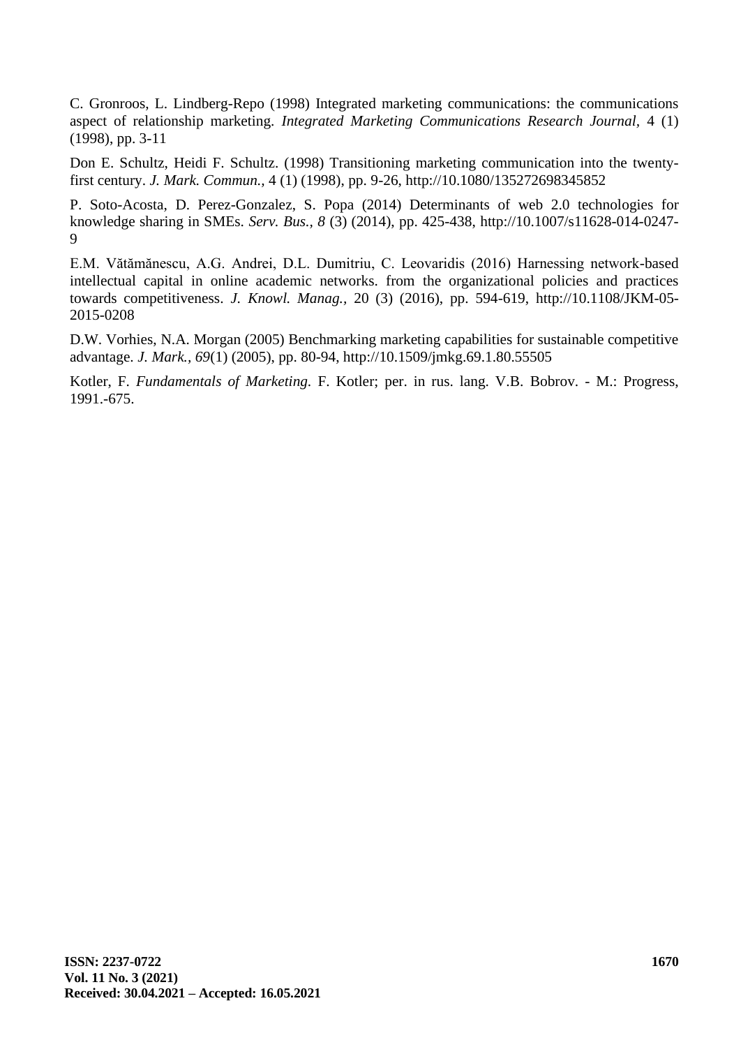C. Gronroos, L. Lindberg-Repo (1998) Integrated marketing communications: the communications aspect of relationship marketing. *Integrated Marketing Communications Research Journal*, 4 (1) (1998), pp. 3-11

Don E. Schultz, Heidi F. Schultz. (1998) Transitioning marketing communication into the twenty-first century. *J. Mark. Commun.*, 4 (1) (1998), pp. 9-26, http://10.1080/135272698345852

P. Soto-Acosta, D. Perez-Gonzalez, S. Popa (2014) Determinants of web 2.0 technologies for knowledge sharing in SMEs. *Serv. Bus., 8* (3) (2014), pp. 425-438, http://10.1007/s11628-014-0247-9

E.M. Vătămănescu, A.G. Andrei, D.L. Dumitriu, C. Leovaridis (2016) Harnessing network-based intellectual capital in online academic networks. from the organizational policies and practices towards competitiveness. *J. Knowl. Manag.*, 20 (3) (2016), pp. 594-619, http://10.1108/JKM-05-2015-0208

D.W. Vorhies, N.A. Morgan (2005) Benchmarking marketing capabilities for sustainable competitive advantage. *J. Mark., 69*(1) (2005), pp. 80-94, http://10.1509/jmkg.69.1.80.55505

Kotler, F. *Fundamentals of Marketing*. F. Kotler; per. in rus. lang. V.B. Bobrov. - M.: Progress, 1991.-675.